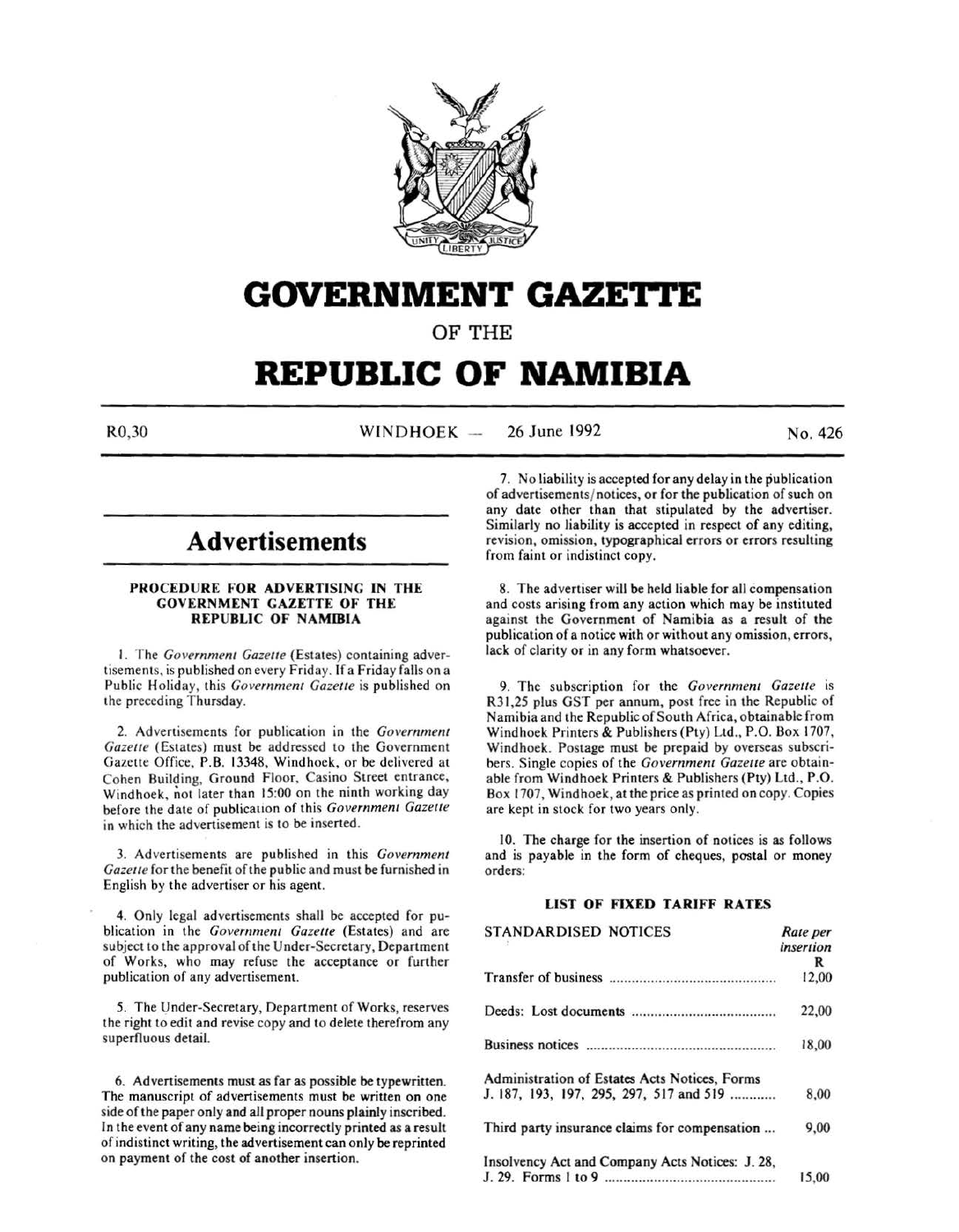# GOVERNMENT GAZETTE

OF THE

# REPUBLIC OF NAMIBIA

R0,30 WINDHOEK — 26 June 1992 No. 426

## Advertisements

### PROCEDURE FOR ADVERTISING IN THE GOVERNMENT GAZETTE OF THE REPUBLIC OF NAMIBIA

1. The *Government Gazette* (Estates) containing advertisements, is published on every Friday. If a Friday falls on a Public Holiday, this *Government Gazette* is published on the preceding Thursday.

2. Advertisements for publication in the *Government Gazette* (Estates) must be addressed to the Government Gazette Office, P.B. 13348, Windhoek, or be delivered at Cohen Building, Ground Floor, Casino Street entrance, Windhoek, not later than 15:00 on the ninth working day before the date of publication of this *Government Gazette* in which the advertisement is to be inserted.

3. Advertisements are published in this *Government Gazette* for the benefit of the public and must be furnished in English by the advertiser or his agent.

4. Only legal advertisements shall be accepted for publication in the *Government Gazette* (Estates) and are subject to the approval of the Under-Secretary, Department of Works, who may refuse the acceptance or further publication of any advertisement.

5. The Under-Secretary, Department of Works, reserves the right to edit and revise copy and to delete therefrom any superfluous detail.

6. Advertisements must as far as possible be typewritten. The manuscript of advertisements must be written on one side of the paper only and all proper nouns plainly inscribed. In the event of any name being incorrectly printed as a result of indistinct writing, the advertisement can only be reprinted on payment of the cost of another insertion.

7. No liability is accepted for any delay in the publication of advertisements/notices, or for the publication of such on any date other than that stipulated by the advertiser. Similarly no liability is accepted in respect of any editing, revision, omission, typographical errors or errors resulting from faint or indistinct copy.

8. The advertiser will be held liable for all compensation and costs arising from any action which may be instituted against the Government of Namibia as a result of the publication of a notice with or without any omission, errors, lack of clarity or in any form whatsoever.

9. The subscription for the *Government Gazette* is R31,25 plus GST per annum, post free in the Republic of Namibia and the Republic of South Africa, obtainable from Windhoek Printers & Publishers (Pty) Ltd., P.O. Box 1707, Windhoek. Postage must be prepaid by overseas subscribers. Single copies of the *Government Gazette* are obtainable from Windhoek Printers & Publishers (Pty) Ltd., P.O. Box 1707, Windhoek, at the price as printed on copy. Copies are kept in stock for two years only.

10. The charge for the insertion of notices is as follows and is payable in the form of cheques, postal or money orders:

### LIST OF FIXED TARIFF RATES

| STANDARDISED NOTICES | *Rate per insertion* R |
|---|---|
| Transfer of business | 12,00 |
| Deeds: Lost documents | 22,00 |
| Business notices | 18,00 |
| Administration of Estates Acts Notices, Forms J. 187, 193, 197, 295, 297, 517 and 519 | 8,00 |
| Third party insurance claims for compensation | 9,00 |
| Insolvency Act and Company Acts Notices: J. 28, J. 29. Forms 1 to 9 | 15,00 |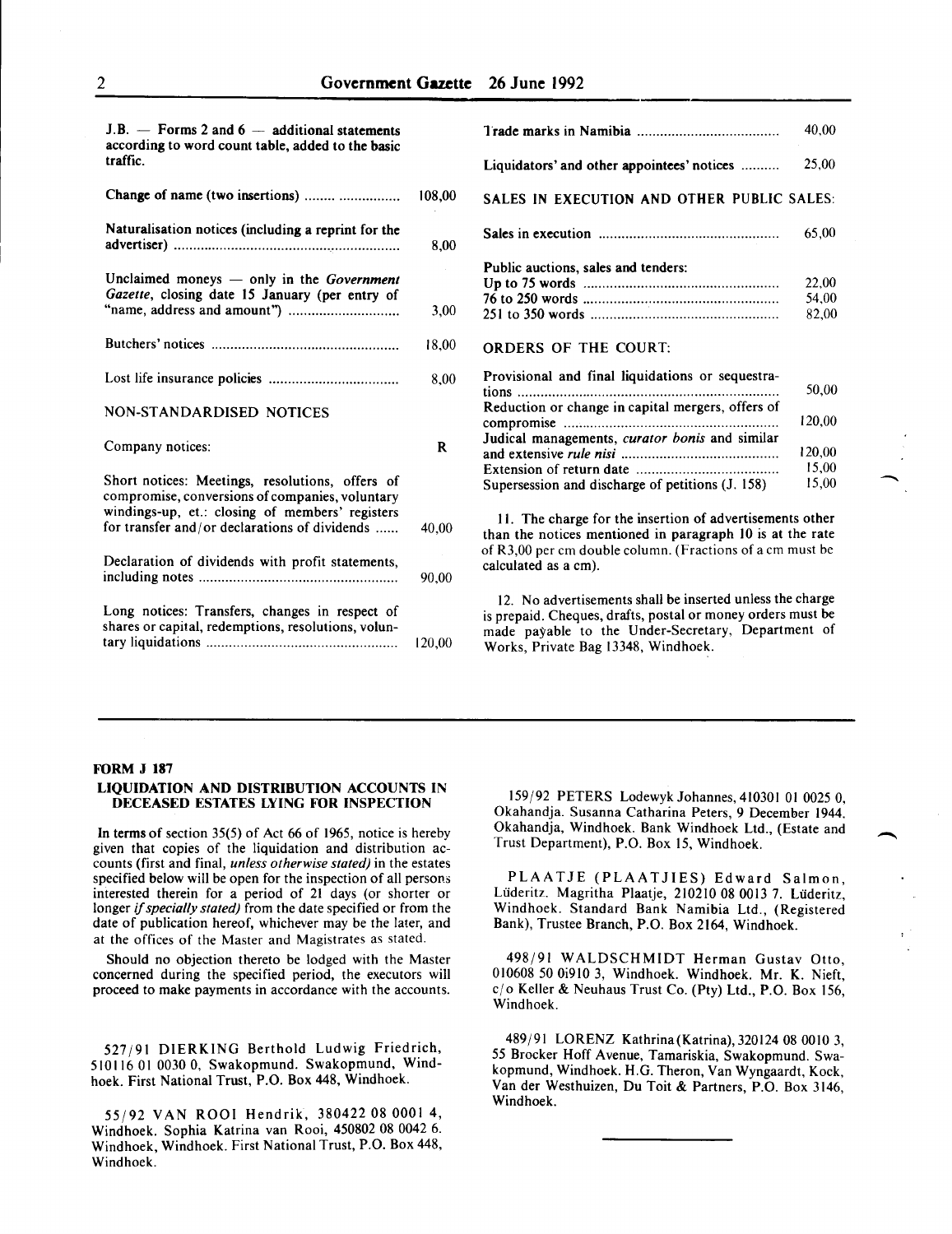| | |
|---|---|
| J.B. — Forms 2 and 6 — additional statements according to word count table, added to the basic traffic. | |
| Change of name (two insertions) ........ ................ | 108,00 |
| Naturalisation notices (including a reprint for the advertiser) .......................................................... | 8,00 |
| Unclaimed moneys — only in the *Government Gazette*, closing date 15 January (per entry of "name, address and amount") ............................ | 3,00 |
| Butchers' notices ................................................ | 18,00 |
| Lost life insurance policies .................................. | 8,00 |

NON-STANDARDISED NOTICES

| | |
|---|---|
| Company notices: | R |
| Short notices: Meetings, resolutions, offers of compromise, conversions of companies, voluntary windings-up, et.: closing of members' registers for transfer and/or declarations of dividends ...... | 40,00 |
| Declaration of dividends with profit statements, including notes ................................................... | 90,00 |
| Long notices: Transfers, changes in respect of shares or capital, redemptions, resolutions, voluntary liquidations ................................................. | 120,00 |

| | |
|---|---|
| Trade marks in Namibia ..................................... | 40,00 |
| Liquidators' and other appointees' notices .......... | 25,00 |

SALES IN EXECUTION AND OTHER PUBLIC SALES:

| | |
|---|---|
| Sales in execution ............................................... | 65,00 |
| Public auctions, sales and tenders: | |
| Up to 75 words .................................................. | 22,00 |
| 76 to 250 words .................................................. | 54,00 |
| 251 to 350 words ................................................ | 82,00 |

ORDERS OF THE COURT:

| | |
|---|---|
| Provisional and final liquidations or sequestrations ................................................................. | 50,00 |
| Reduction or change in capital mergers, offers of compromise ........................................................ | 120,00 |
| Judical managements, *curator bonis* and similar and extensive *rule nisi* ......................................... | 120,00 |
| Extension of return date ..................................... | 15,00 |
| Supersession and discharge of petitions (J. 158) | 15,00 |

11. The charge for the insertion of advertisements other than the notices mentioned in paragraph 10 is at the rate of R3,00 per cm double column. (Fractions of a cm must be calculated as a cm).

12. No advertisements shall be inserted unless the charge is prepaid. Cheques, drafts, postal or money orders must be made payable to the Under-Secretary, Department of Works, Private Bag 13348, Windhoek.

**FORM J 187**

**LIQUIDATION AND DISTRIBUTION ACCOUNTS IN DECEASED ESTATES LYING FOR INSPECTION**

In terms of section 35(5) of Act 66 of 1965, notice is hereby given that copies of the liquidation and distribution accounts (first and final, *unless otherwise stated)* in the estates specified below will be open for the inspection of all persons interested therein for a period of 21 days (or shorter or longer *if specially stated)* from the date specified or from the date of publication hereof, whichever may be the later, and at the offices of the Master and Magistrates as stated.

Should no objection thereto be lodged with the Master concerned during the specified period, the executors will proceed to make payments in accordance with the accounts.

527/91 DIERKING Berthold Ludwig Friedrich, 510116 01 0030 0, Swakopmund. Swakopmund, Windhoek. First National Trust, P.O. Box 448, Windhoek.

55/92 VAN ROOI Hendrik, 380422 08 0001 4, Windhoek. Sophia Katrina van Rooi, 450802 08 0042 6. Windhoek, Windhoek. First National Trust, P.O. Box 448, Windhoek.

159/92 PETERS Lodewyk Johannes, 410301 01 0025 0, Okahandja. Susanna Catharina Peters, 9 December 1944. Okahandja, Windhoek. Bank Windhoek Ltd., (Estate and Trust Department), P.O. Box 15, Windhoek.

PLAATJE (PLAATJIES) Edward Salmon, Lüderitz. Magritha Plaatje, 210210 08 0013 7. Lüderitz, Windhoek. Standard Bank Namibia Ltd., (Registered Bank), Trustee Branch, P.O. Box 2164, Windhoek.

498/91 WALDSCHMIDT Herman Gustav Otto, 010608 50 0i910 3, Windhoek. Windhoek. Mr. K. Nieft, c/o Keller & Neuhaus Trust Co. (Pty) Ltd., P.O. Box 156, Windhoek.

489/91 LORENZ Kathrina (Katrina), 320124 08 0010 3, 55 Brocker Hoff Avenue, Tamariskia, Swakopmund. Swakopmund, Windhoek. H.G. Theron, Van Wyngaardt, Kock, Van der Westhuizen, Du Toit & Partners, P.O. Box 3146, Windhoek.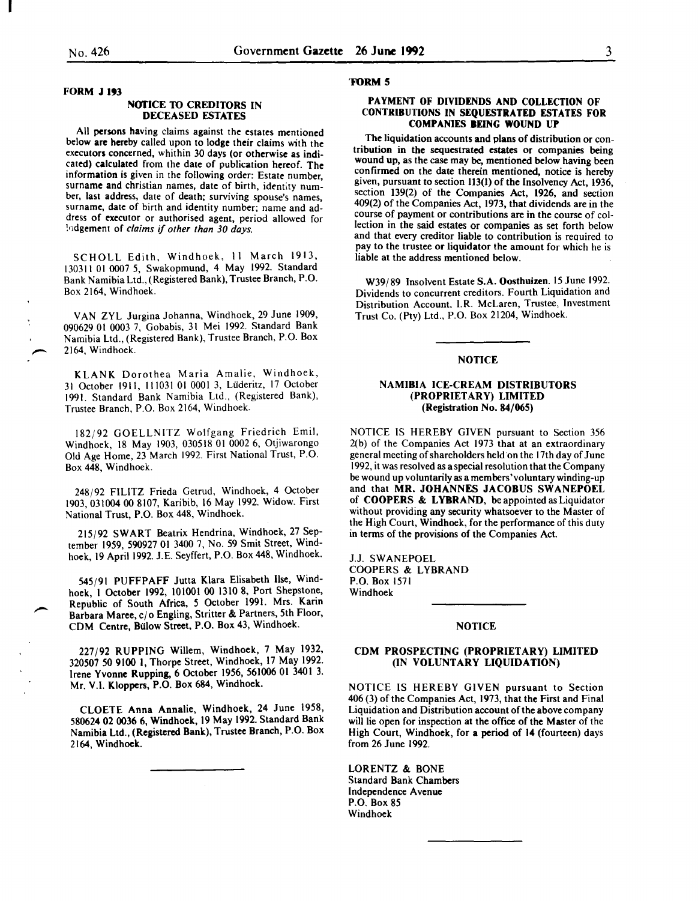**FORM J 193**

### NOTICE TO CREDITORS IN DECEASED ESTATES

All persons having claims against the estates mentioned below are hereby called upon to lodge their claims with the executors concerned, whithin 30 days (or otherwise as indicated) calculated from the date of publication hereof. The information is given in the following order: Estate number, surname and christian names, date of birth, identity number, last address, date of death; surviving spouse's names, surname, date of birth and identity number; name and address of executor or authorised agent, period allowed for lodgement of *claims if other than 30 days.*

SCHOLL Edith, Windhoek, 11 March 1913, 130311 01 0007 5, Swakopmund, 4 May 1992. Standard Bank Namibia Ltd., (Registered Bank), Trustee Branch, P.O. Box 2164, Windhoek.

VAN ZYL Jurgina Johanna, Windhoek, 29 June 1909, 090629 01 0003 7, Gobabis, 31 Mei 1992. Standard Bank Namibia Ltd., (Registered Bank), Trustee Branch, P.O. Box 2164, Windhoek.

KLANK Dorothea Maria Amalie, Windhoek, 31 October 1911, 111031 01 0001 3, Lüderitz, 17 October 1991. Standard Bank Namibia Ltd., (Registered Bank), Trustee Branch, P.O. Box 2164, Windhoek.

182/92 GOELLNITZ Wolfgang Friedrich Emil, Windhoek, 18 May 1903, 030518 01 0002 6, Otjiwarongo Old Age Home, 23 March 1992. First National Trust, P.O. Box 448, Windhoek.

248/92 FILITZ Frieda Getrud, Windhoek, 4 October 1903, 031004 00 8107, Karibib, 16 May 1992. Widow. First National Trust, P.O. Box 448, Windhoek.

215/92 SWART Beatrix Hendrina, Windhoek, 27 September 1959, 590927 01 3400 7, No. 59 Smit Street, Windhoek, 19 April 1992. J.E. Seyffert, P.O. Box 448, Windhoek.

545/91 PUFFPAFF Jutta Klara Elisabeth Ilse, Windhoek, 1 October 1992, 101001 00 1310 8, Port Shepstone, Republic of South Africa, 5 October 1991. Mrs. Karin Barbara Maree, c/o Engling, Stritter & Partners, 5th Floor, CDM Centre, Bülow Street, P.O. Box 43, Windhoek.

227/92 RUPPING Willem, Windhoek, 7 May 1932, 320507 50 9100 1, Thorpe Street, Windhoek, 17 May 1992. Irene Yvonne Rupping, 6 October 1956, 561006 01 3401 3. Mr. V.I. Kloppers, P.O. Box 684, Windhoek.

CLOETE Anna Annalie, Windhoek, 24 June 1958, 580624 02 0036 6, Windhoek, 19 May 1992. Standard Bank Namibia Ltd., (Registered Bank), Trustee Branch, P.O. Box 2164, Windhoek.

---

**FORM 5**

### PAYMENT OF DIVIDENDS AND COLLECTION OF CONTRIBUTIONS IN SEQUESTRATED ESTATES FOR COMPANIES BEING WOUND UP

The liquidation accounts and plans of distribution or contribution in the sequestrated estates or companies being wound up, as the case may be, mentioned below having been confirmed on the date therein mentioned, notice is hereby given, pursuant to section 113(1) of the Insolvency Act, 1936, section 139(2) of the Companies Act, 1926, and section 409(2) of the Companies Act, 1973, that dividends are in the course of payment or contributions are in the course of collection in the said estates or companies as set forth below and that every creditor liable to contribution is required to pay to the trustee or liquidator the amount for which he is liable at the address mentioned below.

W39/89 Insolvent Estate **S.A. Oosthuizen.** 15 June 1992. Dividends to concurrent creditors. Fourth Liquidation and Distribution Account. I.R. McLaren, Trustee, Investment Trust Co. (Pty) Ltd., P.O. Box 21204, Windhoek.

---

### NOTICE

### NAMIBIA ICE-CREAM DISTRIBUTORS (PROPRIETARY) LIMITED (Registration No. 84/065)

NOTICE IS HEREBY GIVEN pursuant to Section 356 2(b) of the Companies Act 1973 that at an extraordinary general meeting of shareholders held on the 17th day of June 1992, it was resolved as a special resolution that the Company be wound up voluntarily as a members' voluntary winding-up and that **MR. JOHANNES JACOBUS SWANEPOEL** of **COOPERS & LYBRAND**, be appointed as Liquidator without providing any security whatsoever to the Master of the High Court, Windhoek, for the performance of this duty in terms of the provisions of the Companies Act.

J.J. SWANEPOEL
COOPERS & LYBRAND
P.O. Box 1571
Windhoek

---

### NOTICE

### CDM PROSPECTING (PROPRIETARY) LIMITED (IN VOLUNTARY LIQUIDATION)

NOTICE IS HEREBY GIVEN pursuant to Section 406 (3) of the Companies Act, 1973, that the First and Final Liquidation and Distribution account of the above company will lie open for inspection at the office of the Master of the High Court, Windhoek, for a period of 14 (fourteen) days from 26 June 1992.

LORENTZ & BONE
Standard Bank Chambers
Independence Avenue
P.O. Box 85
Windhoek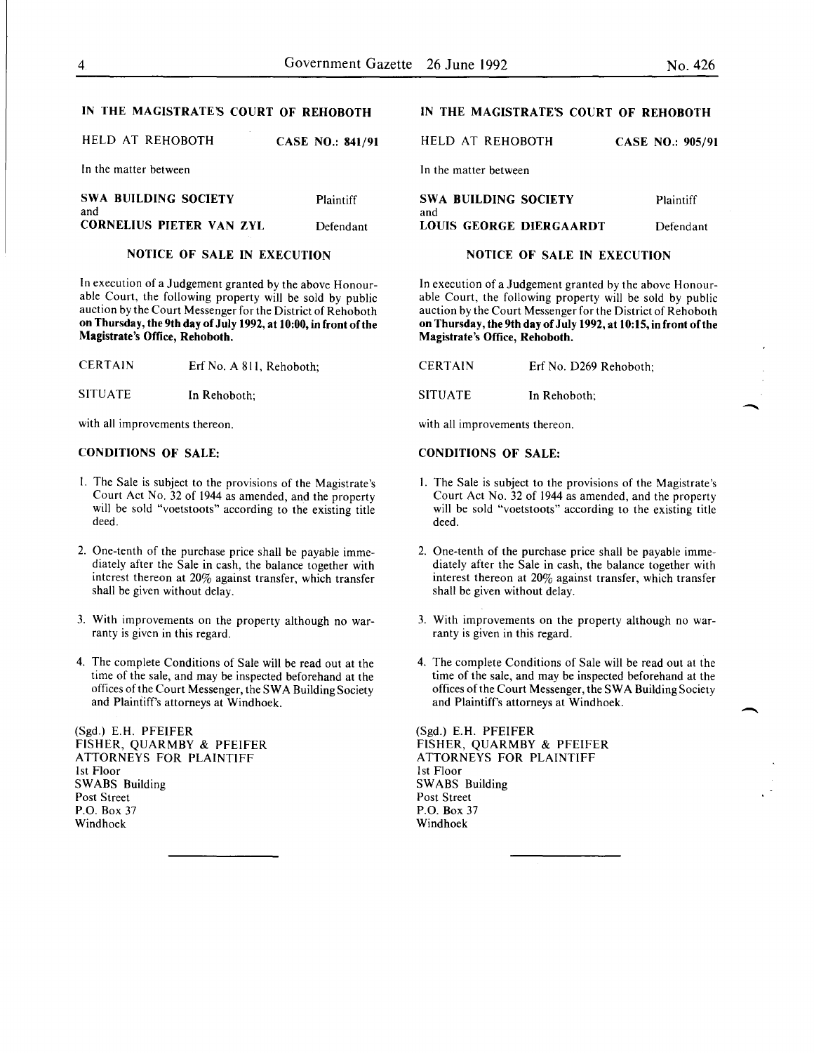## IN THE MAGISTRATE'S COURT OF REHOBOTH

HELD AT REHOBOTH **CASE NO.: 841/91**

In the matter between

**SWA BUILDING SOCIETY** Plaintiff
and
**CORNELIUS PIETER VAN ZYL** Defendant

### NOTICE OF SALE IN EXECUTION

In execution of a Judgement granted by the above Honourable Court, the following property will be sold by public auction by the Court Messenger for the District of Rehoboth **on Thursday, the 9th day of July 1992, at 10:00, in front of the Magistrate's Office, Rehoboth.**

CERTAIN Erf No. A 811, Rehoboth;

SITUATE In Rehoboth;

with all improvements thereon.

**CONDITIONS OF SALE:**

1. The Sale is subject to the provisions of the Magistrate's Court Act No. 32 of 1944 as amended, and the property will be sold "voetstoots" according to the existing title deed.
2. One-tenth of the purchase price shall be payable immediately after the Sale in cash, the balance together with interest thereon at 20% against transfer, which transfer shall be given without delay.
3. With improvements on the property although no warranty is given in this regard.
4. The complete Conditions of Sale will be read out at the time of the sale, and may be inspected beforehand at the offices of the Court Messenger, the SWA Building Society and Plaintiff's attorneys at Windhoek.

(Sgd.) E.H. PFEIFER
FISHER, QUARMBY & PFEIFER
ATTORNEYS FOR PLAINTIFF
1st Floor
SWABS Building
Post Street
P.O. Box 37
Windhoek

---

## IN THE MAGISTRATE'S COURT OF REHOBOTH

HELD AT REHOBOTH **CASE NO.: 905/91**

In the matter between

**SWA BUILDING SOCIETY** Plaintiff
and
**LOUIS GEORGE DIERGAARDT** Defendant

### NOTICE OF SALE IN EXECUTION

In execution of a Judgement granted by the above Honourable Court, the following property will be sold by public auction by the Court Messenger for the District of Rehoboth **on Thursday, the 9th day of July 1992, at 10:15, in front of the Magistrate's Office, Rehoboth.**

CERTAIN Erf No. D269 Rehoboth;

SITUATE In Rehoboth;

with all improvements thereon.

**CONDITIONS OF SALE:**

1. The Sale is subject to the provisions of the Magistrate's Court Act No. 32 of 1944 as amended, and the property will be sold "voetstoots" according to the existing title deed.
2. One-tenth of the purchase price shall be payable immediately after the Sale in cash, the balance together with interest thereon at 20% against transfer, which transfer shall be given without delay.
3. With improvements on the property although no warranty is given in this regard.
4. The complete Conditions of Sale will be read out at the time of the sale, and may be inspected beforehand at the offices of the Court Messenger, the SWA Building Society and Plaintiff's attorneys at Windhoek.

(Sgd.) E.H. PFEIFER
FISHER, QUARMBY & PFEIFER
ATTORNEYS FOR PLAINTIFF
1st Floor
SWABS Building
Post Street
P.O. Box 37
Windhoek

---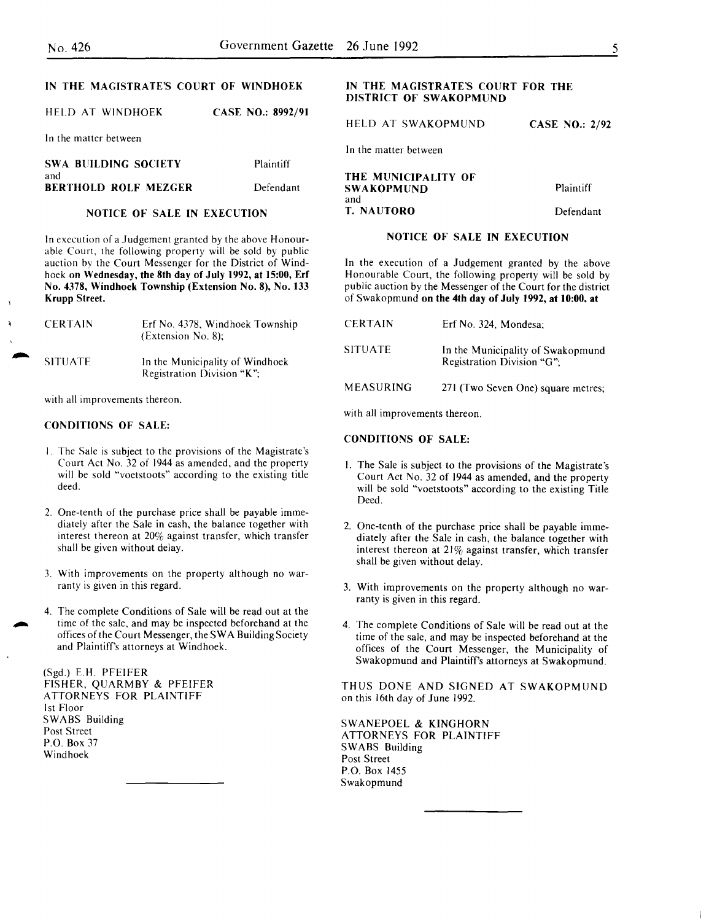## IN THE MAGISTRATE'S COURT OF WINDHOEK

HELD AT WINDHOEK **CASE NO.: 8992/91**

In the matter between

| | |
|---|---|
| **SWA BUILDING SOCIETY** | Plaintiff |
| and | |
| **BERTHOLD ROLF MEZGER** | Defendant |

### NOTICE OF SALE IN EXECUTION

In execution of a Judgement granted by the above Honourable Court, the following property will be sold by public auction by the Court Messenger for the District of Windhoek **on Wednesday, the 8th day of July 1992, at 15:00, Erf No. 4378, Windhoek Township (Extension No. 8), No. 133 Krupp Street.**

| | |
|---|---|
| CERTAIN | Erf No. 4378, Windhoek Township (Extension No. 8); |
| SITUATE | In the Municipality of Windhoek Registration Division "K"; |

with all improvements thereon.

**CONDITIONS OF SALE:**

1. The Sale is subject to the provisions of the Magistrate's Court Act No. 32 of 1944 as amended, and the property will be sold "voetstoots" according to the existing title deed.
2. One-tenth of the purchase price shall be payable immediately after the Sale in cash, the balance together with interest thereon at 20% against transfer, which transfer shall be given without delay.
3. With improvements on the property although no warranty is given in this regard.
4. The complete Conditions of Sale will be read out at the time of the sale, and may be inspected beforehand at the offices of the Court Messenger, the SWA Building Society and Plaintiff's attorneys at Windhoek.

(Sgd.) E.H. PFEIFER
FISHER, QUARMBY & PFEIFER
ATTORNEYS FOR PLAINTIFF
1st Floor
SWABS Building
Post Street
P.O. Box 37
Windhoek

---

## IN THE MAGISTRATE'S COURT FOR THE DISTRICT OF SWAKOPMUND

HELD AT SWAKOPMUND **CASE NO.: 2/92**

In the matter between

| | |
|---|---|
| **THE MUNICIPALITY OF SWAKOPMUND** | Plaintiff |
| and | |
| **T. NAUTORO** | Defendant |

### NOTICE OF SALE IN EXECUTION

In the execution of a Judgement granted by the above Honourable Court, the following property will be sold by public auction by the Messenger of the Court for the district of Swakopmund **on the 4th day of July 1992, at 10:00, at**

| | |
|---|---|
| CERTAIN | Erf No. 324, Mondesa; |
| SITUATE | In the Municipality of Swakopmund Registration Division "G"; |
| MEASURING | 271 (Two Seven One) square metres; |

with all improvements thereon.

**CONDITIONS OF SALE:**

1. The Sale is subject to the provisions of the Magistrate's Court Act No. 32 of 1944 as amended, and the property will be sold "voetstoots" according to the existing Title Deed.
2. One-tenth of the purchase price shall be payable immediately after the Sale in cash, the balance together with interest thereon at 21% against transfer, which transfer shall be given without delay.
3. With improvements on the property although no warranty is given in this regard.
4. The complete Conditions of Sale will be read out at the time of the sale, and may be inspected beforehand at the offices of the Court Messenger, the Municipality of Swakopmund and Plaintiff's attorneys at Swakopmund.

THUS DONE AND SIGNED AT SWAKOPMUND on this 16th day of June 1992.

SWANEPOEL & KINGHORN
ATTORNEYS FOR PLAINTIFF
SWABS Building
Post Street
P.O. Box 1455
Swakopmund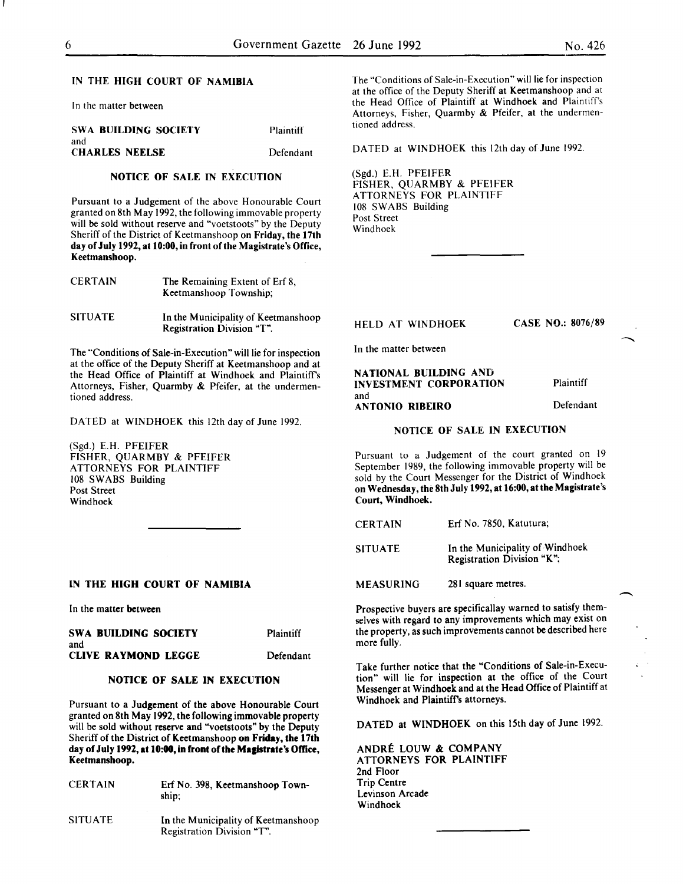IN THE HIGH COURT OF NAMIBIA

In the matter between

| | |
|---|---|
| **SWA BUILDING SOCIETY** | Plaintiff |
| and | |
| **CHARLES NEELSE** | Defendant |

**NOTICE OF SALE IN EXECUTION**

Pursuant to a Judgement of the above Honourable Court granted on 8th May 1992, the following immovable property will be sold without reserve and "voetstoots" by the Deputy Sheriff of the District of Keetmanshoop on **Friday, the 17th day of July 1992, at 10:00, in front of the Magistrate's Office, Keetmanshoop.**

| | |
|---|---|
| CERTAIN | The Remaining Extent of Erf 8, Keetmanshoop Township; |
| SITUATE | In the Municipality of Keetmanshoop Registration Division "T". |

The "Conditions of Sale-in-Execution" will lie for inspection at the office of the Deputy Sheriff at Keetmanshoop and at the Head Office of Plaintiff at Windhoek and Plaintiff's Attorneys, Fisher, Quarmby & Pfeifer, at the undermentioned address.

DATED at WINDHOEK this 12th day of June 1992.

(Sgd.) E.H. PFEIFER
FISHER, QUARMBY & PFEIFER
ATTORNEYS FOR PLAINTIFF
108 SWABS Building
Post Street
Windhoek

---

**IN THE HIGH COURT OF NAMIBIA**

In the matter between

| | |
|---|---|
| **SWA BUILDING SOCIETY** | Plaintiff |
| and | |
| **CLIVE RAYMOND LEGGE** | Defendant |

**NOTICE OF SALE IN EXECUTION**

Pursuant to a Judgement of the above Honourable Court granted on 8th May 1992, the following immovable property will be sold without reserve and "voetstoots" by the Deputy Sheriff of the District of Keetmanshoop **on Friday, the 17th day of July 1992, at 10:00, in front of the Magistrate's Office, Keetmanshoop.**

| | |
|---|---|
| CERTAIN | Erf No. 398, Keetmanshoop Township; |
| SITUATE | In the Municipality of Keetmanshoop Registration Division "T". |

The "Conditions of Sale-in-Execution" will lie for inspection at the office of the Deputy Sheriff at Keetmanshoop and at the Head Office of Plaintiff at Windhoek and Plaintiff's Attorneys, Fisher, Quarmby & Pfeifer, at the undermentioned address.

DATED at WINDHOEK this 12th day of June 1992.

(Sgd.) E.H. PFEIFER
FISHER, QUARMBY & PFEIFER
ATTORNEYS FOR PLAINTIFF
108 SWABS Building
Post Street
Windhoek

---

HELD AT WINDHOEK **CASE NO.: 8076/89**

In the matter between

| | |
|---|---|
| **NATIONAL BUILDING AND INVESTMENT CORPORATION** | Plaintiff |
| and | |
| **ANTONIO RIBEIRO** | Defendant |

**NOTICE OF SALE IN EXECUTION**

Pursuant to a Judgement of the court granted on 19 September 1989, the following immovable property will be sold by the Court Messenger for the District of Windhoek **on Wednesday, the 8th July 1992, at 16:00, at the Magistrate's Court, Windhoek.**

| | |
|---|---|
| CERTAIN | Erf No. 7850, Katutura; |
| SITUATE | In the Municipality of Windhoek Registration Division "K"; |
| MEASURING | 281 square metres. |

Prospective buyers are specificallay warned to satisfy themselves with regard to any improvements which may exist on the property, as such improvements cannot be described here more fully.

Take further notice that the "Conditions of Sale-in-Execution" will lie for inspection at the office of the Court Messenger at Windhoek and at the Head Office of Plaintiff at Windhoek and Plaintiff's attorneys.

DATED at WINDHOEK on this 15th day of June 1992.

ANDRÉ LOUW & COMPANY
ATTORNEYS FOR PLAINTIFF
2nd Floor
Trip Centre
Levinson Arcade
Windhoek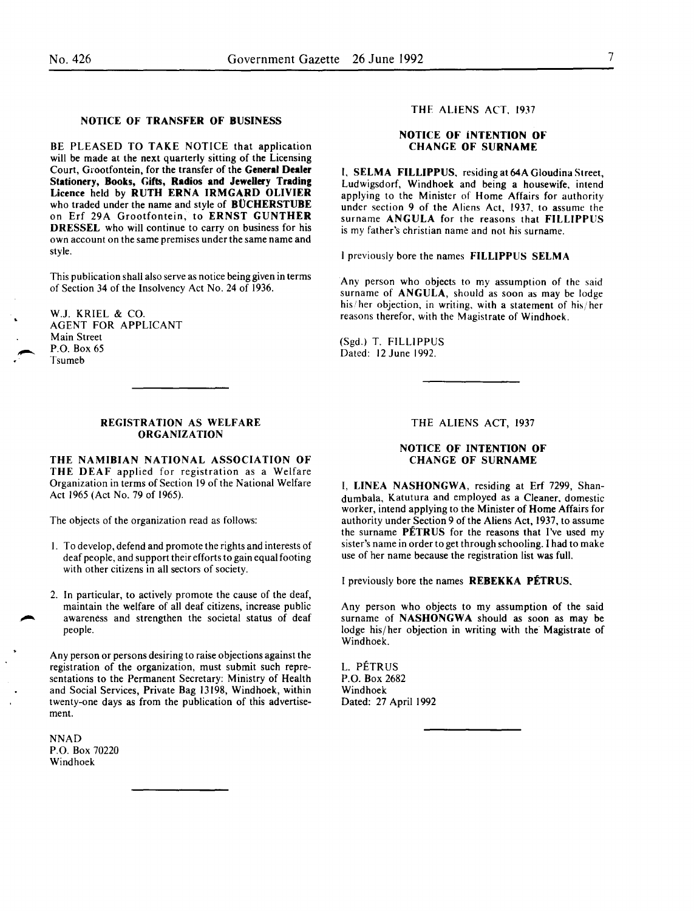## NOTICE OF TRANSFER OF BUSINESS

BE PLEASED TO TAKE NOTICE that application will be made at the next quarterly sitting of the Licensing Court, Grootfontein, for the transfer of the **General Dealer Stationery, Books, Gifts, Radios and Jewellery Trading Licence** held by **RUTH ERNA IRMGARD OLIVIER** who traded under the name and style of **BÜCHERSTUBE** on Erf 29A Grootfontein, to **ERNST GUNTHER DRESSEL** who will continue to carry on business for his own account on the same premises under the same name and style.

This publication shall also serve as notice being given in terms of Section 34 of the Insolvency Act No. 24 of 1936.

W.J. KRIEL & CO.
AGENT FOR APPLICANT
Main Street
P.O. Box 65
Tsumeb

---

## REGISTRATION AS WELFARE ORGANIZATION

**THE NAMIBIAN NATIONAL ASSOCIATION OF THE DEAF** applied for registration as a Welfare Organization in terms of Section 19 of the National Welfare Act 1965 (Act No. 79 of 1965).

The objects of the organization read as follows:

1. To develop, defend and promote the rights and interests of deaf people, and support their efforts to gain equal footing with other citizens in all sectors of society.
2. In particular, to actively promote the cause of the deaf, maintain the welfare of all deaf citizens, increase public awareness and strengthen the societal status of deaf people.

Any person or persons desiring to raise objections against the registration of the organization, must submit such representations to the Permanent Secretary: Ministry of Health and Social Services, Private Bag 13198, Windhoek, within twenty-one days as from the publication of this advertisement.

NNAD
P.O. Box 70220
Windhoek

---

### THE ALIENS ACT, 1937

## NOTICE OF INTENTION OF CHANGE OF SURNAME

I, **SELMA FILLIPPUS**, residing at 64A Gloudina Street, Ludwigsdorf, Windhoek and being a housewife, intend applying to the Minister of Home Affairs for authority under section 9 of the Aliens Act, 1937, to assume the surname **ANGULA** for the reasons that **FILLIPPUS** is my father's christian name and not his surname.

I previously bore the names **FILLIPPUS SELMA**

Any person who objects to my assumption of the said surname of **ANGULA**, should as soon as may be lodge his/her objection, in writing, with a statement of his/her reasons therefor, with the Magistrate of Windhoek.

(Sgd.) T. FILLIPPUS
Dated: 12 June 1992.

---

### THE ALIENS ACT, 1937

## NOTICE OF INTENTION OF CHANGE OF SURNAME

I, **LINEA NASHONGWA**, residing at Erf 7299, Shandumbala, Katutura and employed as a Cleaner, domestic worker, intend applying to the Minister of Home Affairs for authority under Section 9 of the Aliens Act, 1937, to assume the surname **PÉTRUS** for the reasons that I've used my sister's name in order to get through schooling. I had to make use of her name because the registration list was full.

I previously bore the names **REBEKKA PÉTRUS.**

Any person who objects to my assumption of the said surname of **NASHONGWA** should as soon as may be lodge his/her objection in writing with the Magistrate of Windhoek.

L. PÉTRUS
P.O. Box 2682
Windhoek
Dated: 27 April 1992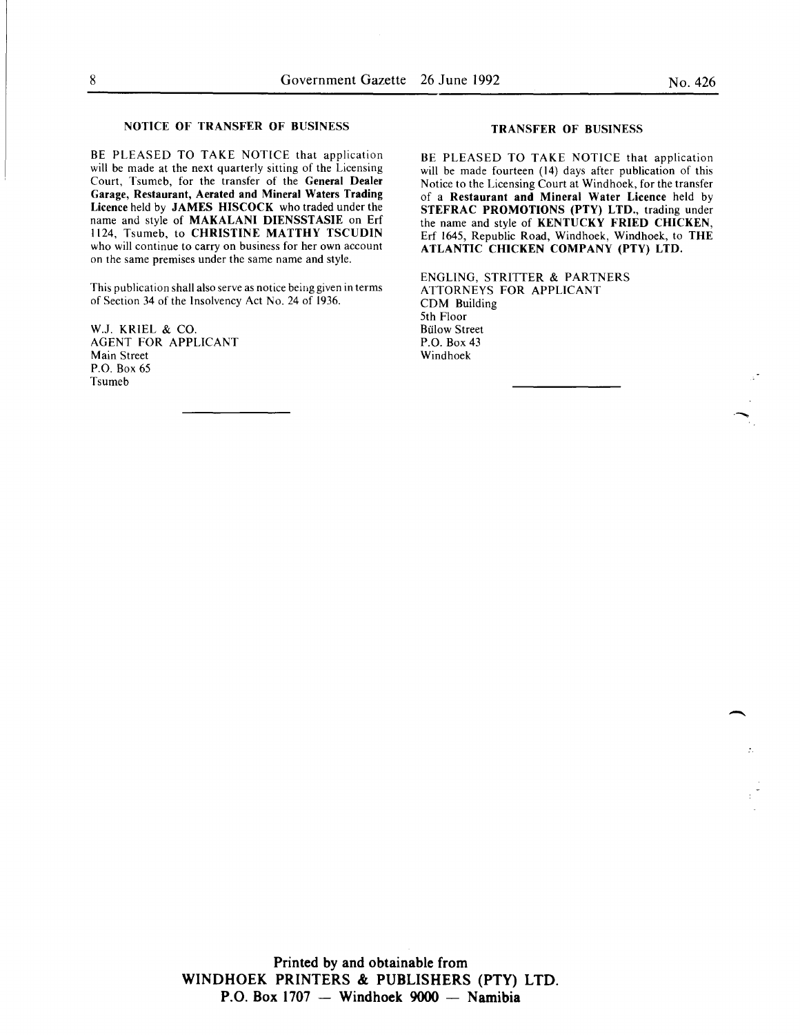## NOTICE OF TRANSFER OF BUSINESS

BE PLEASED TO TAKE NOTICE that application will be made at the next quarterly sitting of the Licensing Court, Tsumeb, for the transfer of the **General Dealer Garage, Restaurant, Aerated and Mineral Waters Trading Licence** held by **JAMES HISCOCK** who traded under the name and style of **MAKALANI DIENSSTASIE** on Erf 1124, Tsumeb, to **CHRISTINE MATTHY TSCUDIN** who will continue to carry on business for her own account on the same premises under the same name and style.

This publication shall also serve as notice being given in terms of Section 34 of the Insolvency Act No. 24 of 1936.

W.J. KRIEL & CO.
AGENT FOR APPLICANT
Main Street
P.O. Box 65
Tsumeb

---

## TRANSFER OF BUSINESS

BE PLEASED TO TAKE NOTICE that application will be made fourteen (14) days after publication of this Notice to the Licensing Court at Windhoek, for the transfer of a **Restaurant and Mineral Water Licence** held by **STEFRAC PROMOTIONS (PTY) LTD.**, trading under the name and style of **KENTUCKY FRIED CHICKEN**, Erf 1645, Republic Road, Windhoek, Windhoek, to **THE ATLANTIC CHICKEN COMPANY (PTY) LTD.**

ENGLING, STRITTER & PARTNERS
ATTORNEYS FOR APPLICANT
CDM Building
5th Floor
Bülow Street
P.O. Box 43
Windhoek

---

**Printed by and obtainable from**
**WINDHOEK PRINTERS & PUBLISHERS (PTY) LTD.**
**P.O. Box 1707 — Windhoek 9000 — Namibia**